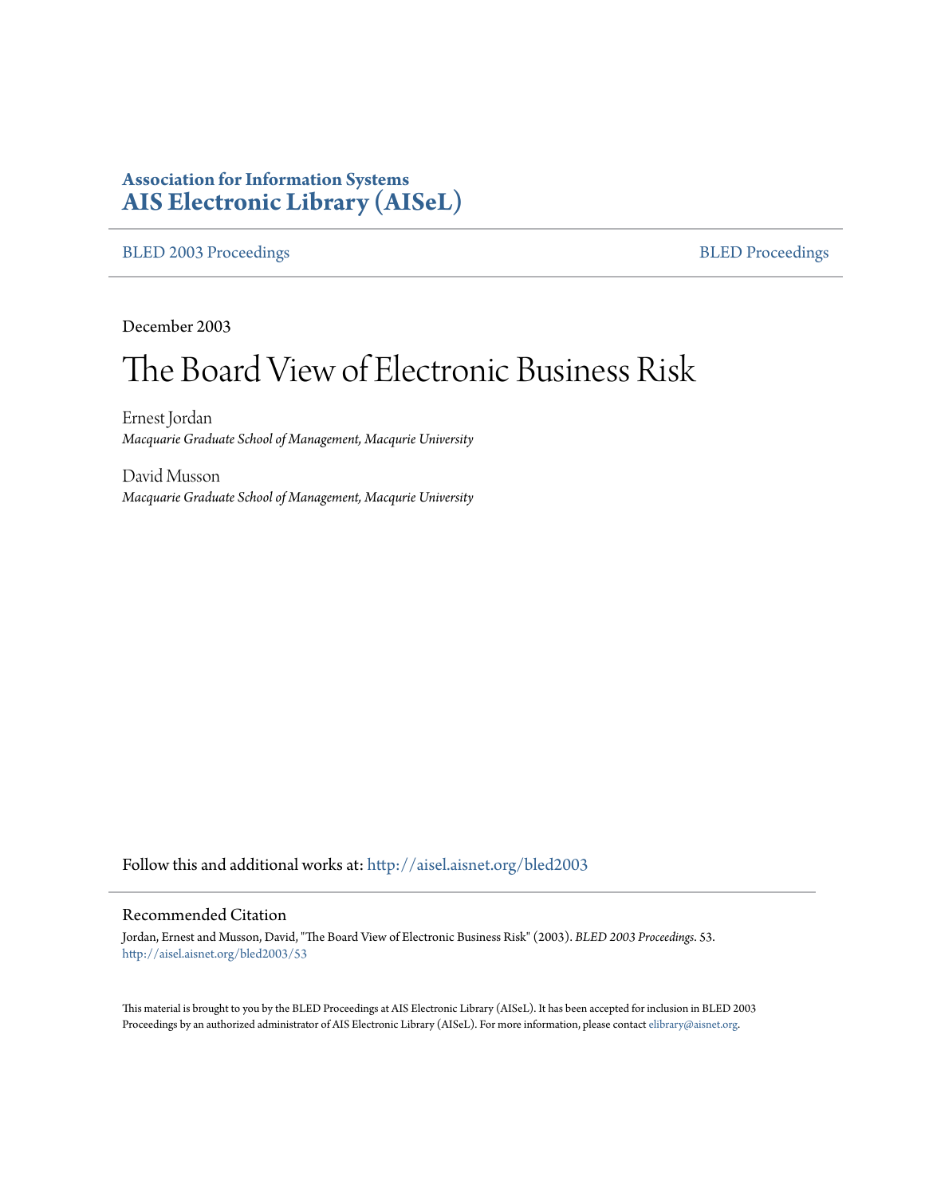**Association for Information Systems**
**AIS Electronic Library (AISeL)**

BLED 2003 Proceedings | BLED Proceedings

December 2003

# The Board View of Electronic Business Risk

Ernest Jordan
*Macquarie Graduate School of Management, Macqurie University*

David Musson
*Macquarie Graduate School of Management, Macqurie University*

Follow this and additional works at: http://aisel.aisnet.org/bled2003

## Recommended Citation

Jordan, Ernest and Musson, David, "The Board View of Electronic Business Risk" (2003). *BLED 2003 Proceedings*. 53.
http://aisel.aisnet.org/bled2003/53

This material is brought to you by the BLED Proceedings at AIS Electronic Library (AISeL). It has been accepted for inclusion in BLED 2003 Proceedings by an authorized administrator of AIS Electronic Library (AISeL). For more information, please contact elibrary@aisnet.org.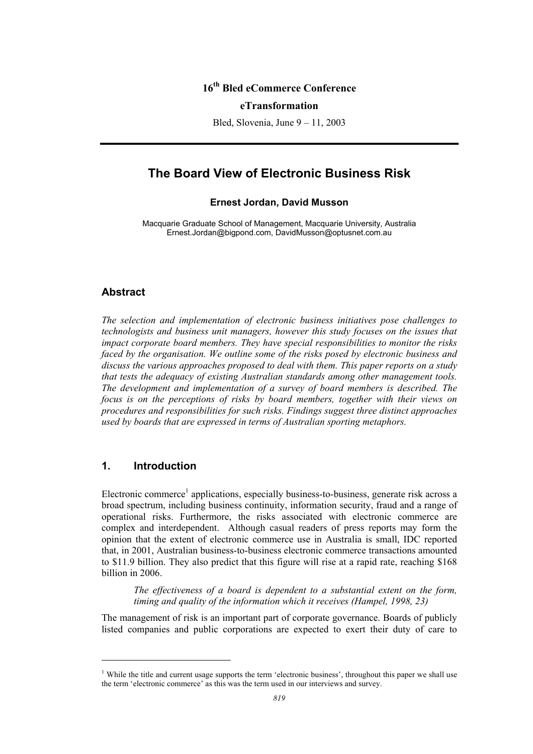**16th Bled eCommerce Conference**

**eTransformation**

Bled, Slovenia, June 9 – 11, 2003

# The Board View of Electronic Business Risk

**Ernest Jordan, David Musson**

Macquarie Graduate School of Management, Macquarie University, Australia
Ernest.Jordan@bigpond.com, DavidMusson@optusnet.com.au

## Abstract

*The selection and implementation of electronic business initiatives pose challenges to technologists and business unit managers, however this study focuses on the issues that impact corporate board members. They have special responsibilities to monitor the risks faced by the organisation. We outline some of the risks posed by electronic business and discuss the various approaches proposed to deal with them. This paper reports on a study that tests the adequacy of existing Australian standards among other management tools. The development and implementation of a survey of board members is described. The focus is on the perceptions of risks by board members, together with their views on procedures and responsibilities for such risks. Findings suggest three distinct approaches used by boards that are expressed in terms of Australian sporting metaphors.*

## 1. Introduction

Electronic commerce[1] applications, especially business-to-business, generate risk across a broad spectrum, including business continuity, information security, fraud and a range of operational risks. Furthermore, the risks associated with electronic commerce are complex and interdependent. Although casual readers of press reports may form the opinion that the extent of electronic commerce use in Australia is small, IDC reported that, in 2001, Australian business-to-business electronic commerce transactions amounted to $11.9 billion. They also predict that this figure will rise at a rapid rate, reaching $168 billion in 2006.

> *The effectiveness of a board is dependent to a substantial extent on the form, timing and quality of the information which it receives (Hampel, 1998, 23)*

The management of risk is an important part of corporate governance. Boards of publicly listed companies and public corporations are expected to exert their duty of care to

[1] While the title and current usage supports the term 'electronic business', throughout this paper we shall use the term 'electronic commerce' as this was the term used in our interviews and survey.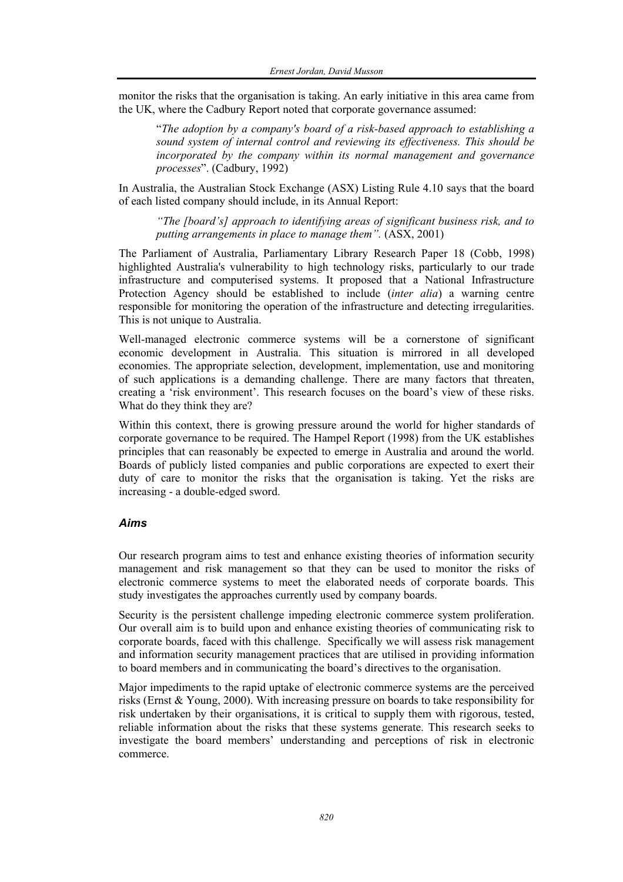monitor the risks that the organisation is taking. An early initiative in this area came from the UK, where the Cadbury Report noted that corporate governance assumed:

> "*The adoption by a company's board of a risk-based approach to establishing a sound system of internal control and reviewing its effectiveness. This should be incorporated by the company within its normal management and governance processes*". (Cadbury, 1992)

In Australia, the Australian Stock Exchange (ASX) Listing Rule 4.10 says that the board of each listed company should include, in its Annual Report:

> *"The [board's] approach to identifying areas of significant business risk, and to putting arrangements in place to manage them".* (ASX, 2001)

The Parliament of Australia, Parliamentary Library Research Paper 18 (Cobb, 1998) highlighted Australia's vulnerability to high technology risks, particularly to our trade infrastructure and computerised systems. It proposed that a National Infrastructure Protection Agency should be established to include (*inter alia*) a warning centre responsible for monitoring the operation of the infrastructure and detecting irregularities. This is not unique to Australia.

Well-managed electronic commerce systems will be a cornerstone of significant economic development in Australia. This situation is mirrored in all developed economies. The appropriate selection, development, implementation, use and monitoring of such applications is a demanding challenge. There are many factors that threaten, creating a 'risk environment'. This research focuses on the board's view of these risks. What do they think they are?

Within this context, there is growing pressure around the world for higher standards of corporate governance to be required. The Hampel Report (1998) from the UK establishes principles that can reasonably be expected to emerge in Australia and around the world. Boards of publicly listed companies and public corporations are expected to exert their duty of care to monitor the risks that the organisation is taking. Yet the risks are increasing - a double-edged sword.

### *Aims*

Our research program aims to test and enhance existing theories of information security management and risk management so that they can be used to monitor the risks of electronic commerce systems to meet the elaborated needs of corporate boards. This study investigates the approaches currently used by company boards.

Security is the persistent challenge impeding electronic commerce system proliferation. Our overall aim is to build upon and enhance existing theories of communicating risk to corporate boards, faced with this challenge. Specifically we will assess risk management and information security management practices that are utilised in providing information to board members and in communicating the board's directives to the organisation.

Major impediments to the rapid uptake of electronic commerce systems are the perceived risks (Ernst & Young, 2000). With increasing pressure on boards to take responsibility for risk undertaken by their organisations, it is critical to supply them with rigorous, tested, reliable information about the risks that these systems generate. This research seeks to investigate the board members' understanding and perceptions of risk in electronic commerce.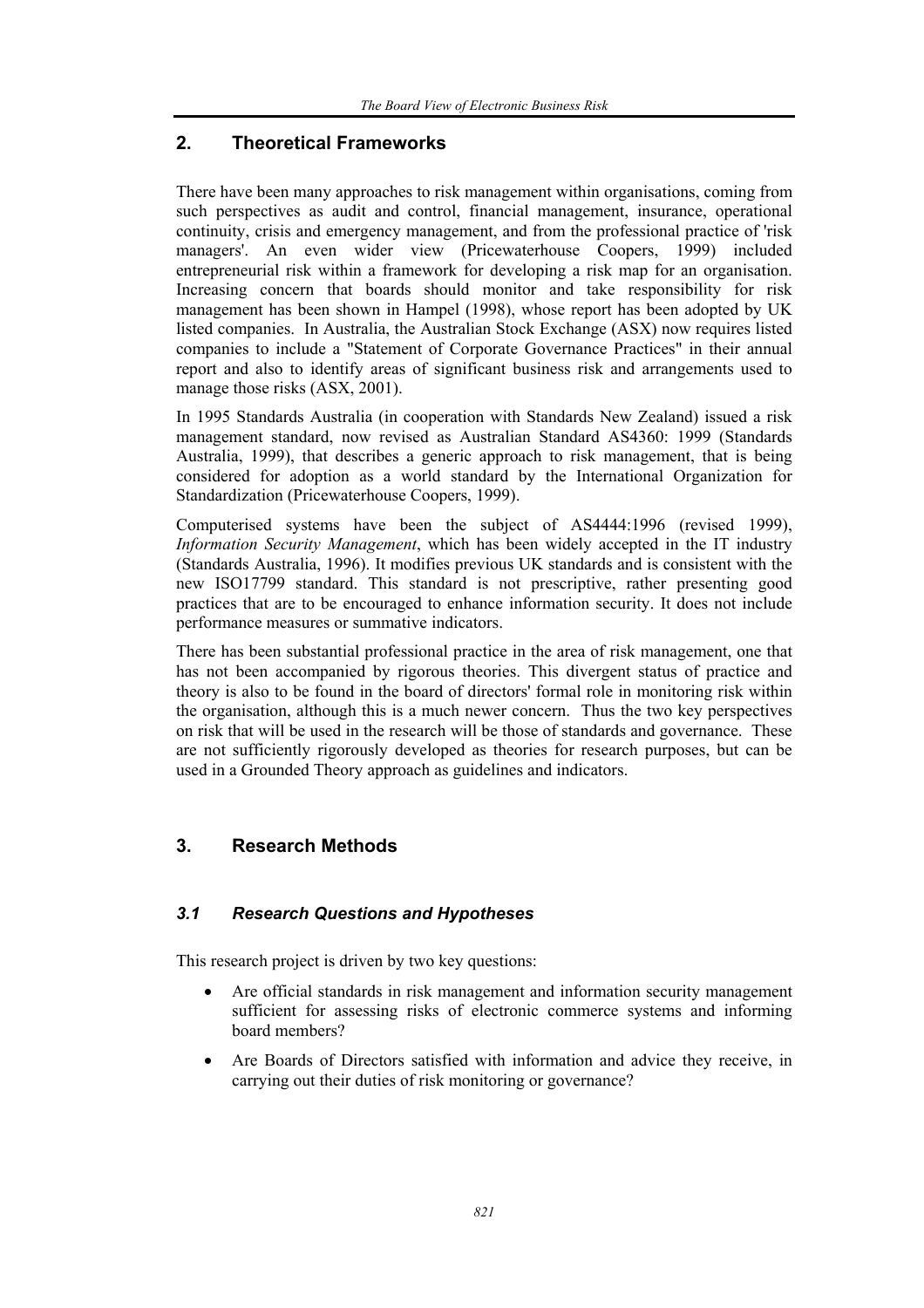## 2. Theoretical Frameworks

There have been many approaches to risk management within organisations, coming from such perspectives as audit and control, financial management, insurance, operational continuity, crisis and emergency management, and from the professional practice of 'risk managers'. An even wider view (Pricewaterhouse Coopers, 1999) included entrepreneurial risk within a framework for developing a risk map for an organisation. Increasing concern that boards should monitor and take responsibility for risk management has been shown in Hampel (1998), whose report has been adopted by UK listed companies. In Australia, the Australian Stock Exchange (ASX) now requires listed companies to include a "Statement of Corporate Governance Practices" in their annual report and also to identify areas of significant business risk and arrangements used to manage those risks (ASX, 2001).

In 1995 Standards Australia (in cooperation with Standards New Zealand) issued a risk management standard, now revised as Australian Standard AS4360: 1999 (Standards Australia, 1999), that describes a generic approach to risk management, that is being considered for adoption as a world standard by the International Organization for Standardization (Pricewaterhouse Coopers, 1999).

Computerised systems have been the subject of AS4444:1996 (revised 1999), *Information Security Management*, which has been widely accepted in the IT industry (Standards Australia, 1996). It modifies previous UK standards and is consistent with the new ISO17799 standard. This standard is not prescriptive, rather presenting good practices that are to be encouraged to enhance information security. It does not include performance measures or summative indicators.

There has been substantial professional practice in the area of risk management, one that has not been accompanied by rigorous theories. This divergent status of practice and theory is also to be found in the board of directors' formal role in monitoring risk within the organisation, although this is a much newer concern. Thus the two key perspectives on risk that will be used in the research will be those of standards and governance. These are not sufficiently rigorously developed as theories for research purposes, but can be used in a Grounded Theory approach as guidelines and indicators.

## 3. Research Methods

### *3.1 Research Questions and Hypotheses*

This research project is driven by two key questions:

- Are official standards in risk management and information security management sufficient for assessing risks of electronic commerce systems and informing board members?
- Are Boards of Directors satisfied with information and advice they receive, in carrying out their duties of risk monitoring or governance?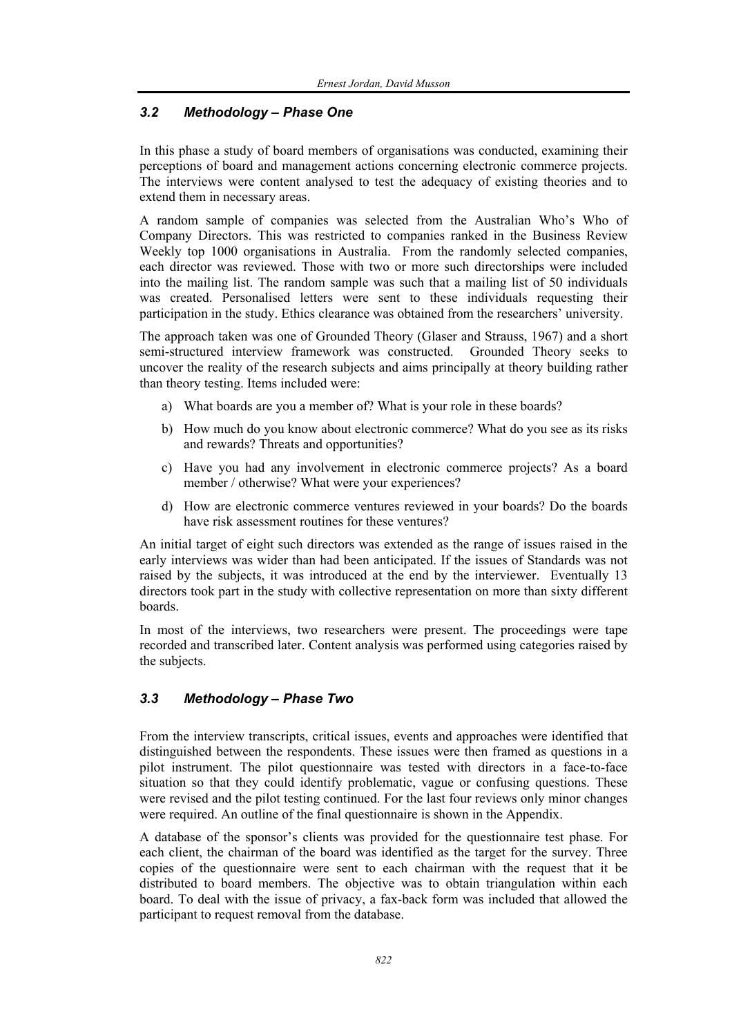### *3.2 Methodology – Phase One*

In this phase a study of board members of organisations was conducted, examining their perceptions of board and management actions concerning electronic commerce projects. The interviews were content analysed to test the adequacy of existing theories and to extend them in necessary areas.

A random sample of companies was selected from the Australian Who's Who of Company Directors. This was restricted to companies ranked in the Business Review Weekly top 1000 organisations in Australia. From the randomly selected companies, each director was reviewed. Those with two or more such directorships were included into the mailing list. The random sample was such that a mailing list of 50 individuals was created. Personalised letters were sent to these individuals requesting their participation in the study. Ethics clearance was obtained from the researchers' university.

The approach taken was one of Grounded Theory (Glaser and Strauss, 1967) and a short semi-structured interview framework was constructed. Grounded Theory seeks to uncover the reality of the research subjects and aims principally at theory building rather than theory testing. Items included were:

a) What boards are you a member of? What is your role in these boards?
b) How much do you know about electronic commerce? What do you see as its risks and rewards? Threats and opportunities?
c) Have you had any involvement in electronic commerce projects? As a board member / otherwise? What were your experiences?
d) How are electronic commerce ventures reviewed in your boards? Do the boards have risk assessment routines for these ventures?

An initial target of eight such directors was extended as the range of issues raised in the early interviews was wider than had been anticipated. If the issues of Standards was not raised by the subjects, it was introduced at the end by the interviewer. Eventually 13 directors took part in the study with collective representation on more than sixty different boards.

In most of the interviews, two researchers were present. The proceedings were tape recorded and transcribed later. Content analysis was performed using categories raised by the subjects.

### *3.3 Methodology – Phase Two*

From the interview transcripts, critical issues, events and approaches were identified that distinguished between the respondents. These issues were then framed as questions in a pilot instrument. The pilot questionnaire was tested with directors in a face-to-face situation so that they could identify problematic, vague or confusing questions. These were revised and the pilot testing continued. For the last four reviews only minor changes were required. An outline of the final questionnaire is shown in the Appendix.

A database of the sponsor's clients was provided for the questionnaire test phase. For each client, the chairman of the board was identified as the target for the survey. Three copies of the questionnaire were sent to each chairman with the request that it be distributed to board members. The objective was to obtain triangulation within each board. To deal with the issue of privacy, a fax-back form was included that allowed the participant to request removal from the database.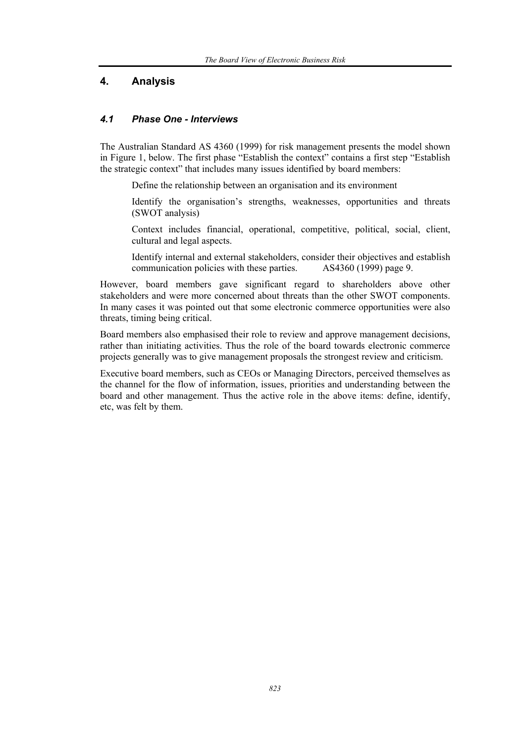## 4. Analysis

### *4.1 Phase One - Interviews*

The Australian Standard AS 4360 (1999) for risk management presents the model shown in Figure 1, below. The first phase "Establish the context" contains a first step "Establish the strategic context" that includes many issues identified by board members:

> Define the relationship between an organisation and its environment
>
> Identify the organisation's strengths, weaknesses, opportunities and threats (SWOT analysis)
>
> Context includes financial, operational, competitive, political, social, client, cultural and legal aspects.
>
> Identify internal and external stakeholders, consider their objectives and establish communication policies with these parties. AS4360 (1999) page 9.

However, board members gave significant regard to shareholders above other stakeholders and were more concerned about threats than the other SWOT components. In many cases it was pointed out that some electronic commerce opportunities were also threats, timing being critical.

Board members also emphasised their role to review and approve management decisions, rather than initiating activities. Thus the role of the board towards electronic commerce projects generally was to give management proposals the strongest review and criticism.

Executive board members, such as CEOs or Managing Directors, perceived themselves as the channel for the flow of information, issues, priorities and understanding between the board and other management. Thus the active role in the above items: define, identify, etc, was felt by them.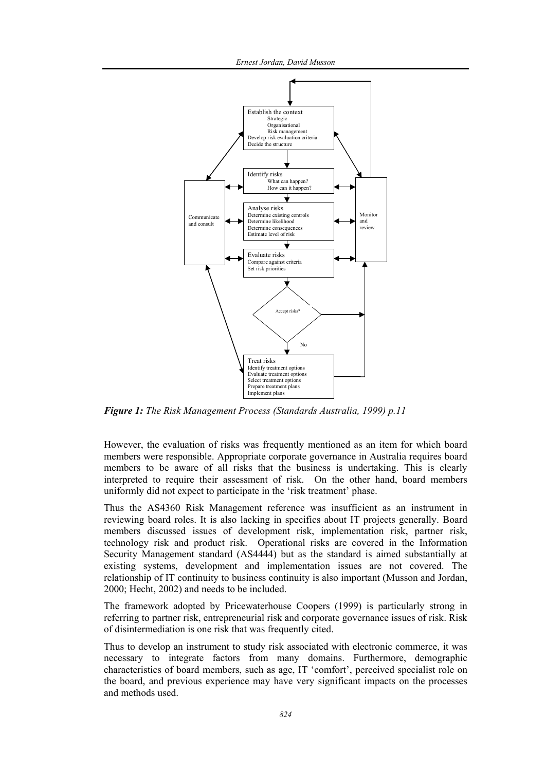*Figure 1: The Risk Management Process (Standards Australia, 1999) p.11*

However, the evaluation of risks was frequently mentioned as an item for which board members were responsible. Appropriate corporate governance in Australia requires board members to be aware of all risks that the business is undertaking. This is clearly interpreted to require their assessment of risk. On the other hand, board members uniformly did not expect to participate in the 'risk treatment' phase.

Thus the AS4360 Risk Management reference was insufficient as an instrument in reviewing board roles. It is also lacking in specifics about IT projects generally. Board members discussed issues of development risk, implementation risk, partner risk, technology risk and product risk. Operational risks are covered in the Information Security Management standard (AS4444) but as the standard is aimed substantially at existing systems, development and implementation issues are not covered. The relationship of IT continuity to business continuity is also important (Musson and Jordan, 2000; Hecht, 2002) and needs to be included.

The framework adopted by Pricewaterhouse Coopers (1999) is particularly strong in referring to partner risk, entrepreneurial risk and corporate governance issues of risk. Risk of disintermediation is one risk that was frequently cited.

Thus to develop an instrument to study risk associated with electronic commerce, it was necessary to integrate factors from many domains. Furthermore, demographic characteristics of board members, such as age, IT 'comfort', perceived specialist role on the board, and previous experience may have very significant impacts on the processes and methods used.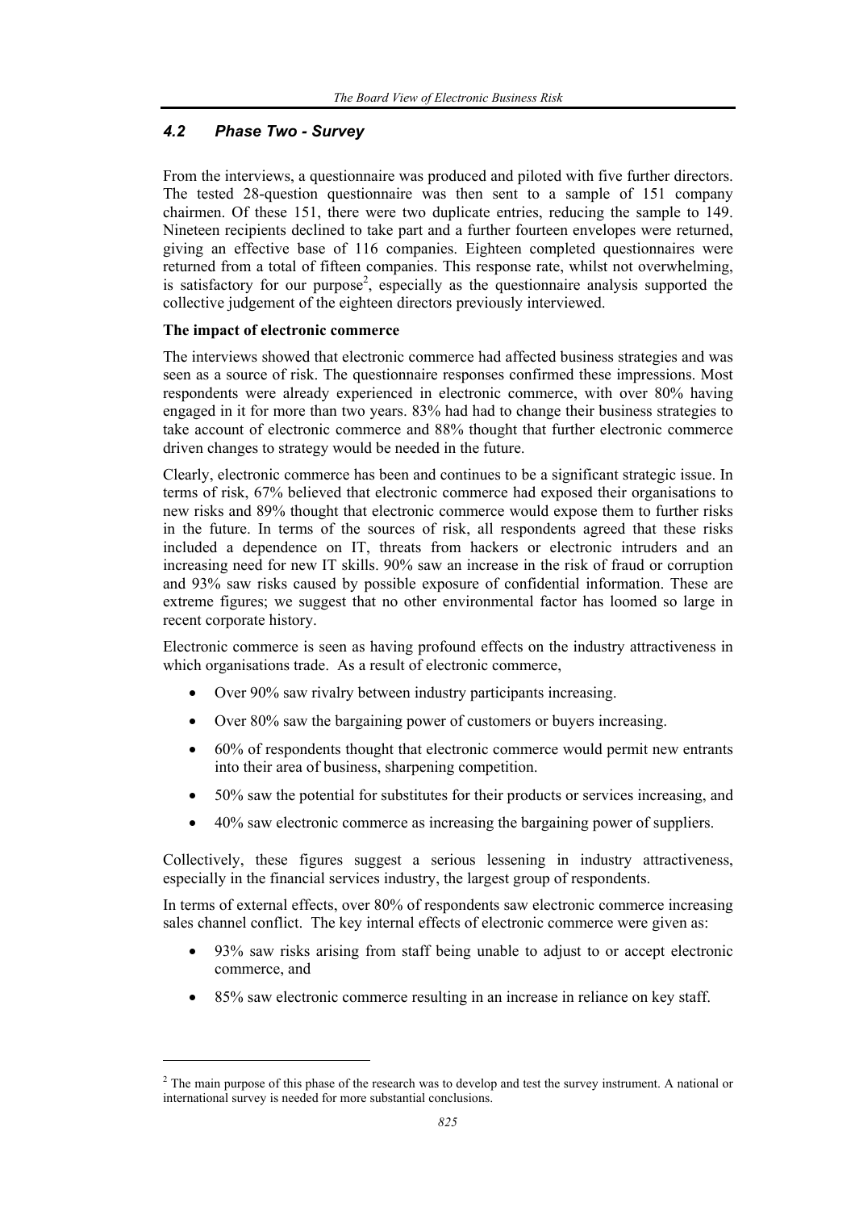### *4.2 Phase Two - Survey*

From the interviews, a questionnaire was produced and piloted with five further directors. The tested 28-question questionnaire was then sent to a sample of 151 company chairmen. Of these 151, there were two duplicate entries, reducing the sample to 149. Nineteen recipients declined to take part and a further fourteen envelopes were returned, giving an effective base of 116 companies. Eighteen completed questionnaires were returned from a total of fifteen companies. This response rate, whilst not overwhelming, is satisfactory for our purpose[2], especially as the questionnaire analysis supported the collective judgement of the eighteen directors previously interviewed.

**The impact of electronic commerce**

The interviews showed that electronic commerce had affected business strategies and was seen as a source of risk. The questionnaire responses confirmed these impressions. Most respondents were already experienced in electronic commerce, with over 80% having engaged in it for more than two years. 83% had had to change their business strategies to take account of electronic commerce and 88% thought that further electronic commerce driven changes to strategy would be needed in the future.

Clearly, electronic commerce has been and continues to be a significant strategic issue. In terms of risk, 67% believed that electronic commerce had exposed their organisations to new risks and 89% thought that electronic commerce would expose them to further risks in the future. In terms of the sources of risk, all respondents agreed that these risks included a dependence on IT, threats from hackers or electronic intruders and an increasing need for new IT skills. 90% saw an increase in the risk of fraud or corruption and 93% saw risks caused by possible exposure of confidential information. These are extreme figures; we suggest that no other environmental factor has loomed so large in recent corporate history.

Electronic commerce is seen as having profound effects on the industry attractiveness in which organisations trade. As a result of electronic commerce,

- Over 90% saw rivalry between industry participants increasing.
- Over 80% saw the bargaining power of customers or buyers increasing.
- 60% of respondents thought that electronic commerce would permit new entrants into their area of business, sharpening competition.
- 50% saw the potential for substitutes for their products or services increasing, and
- 40% saw electronic commerce as increasing the bargaining power of suppliers.

Collectively, these figures suggest a serious lessening in industry attractiveness, especially in the financial services industry, the largest group of respondents.

In terms of external effects, over 80% of respondents saw electronic commerce increasing sales channel conflict. The key internal effects of electronic commerce were given as:

- 93% saw risks arising from staff being unable to adjust to or accept electronic commerce, and
- 85% saw electronic commerce resulting in an increase in reliance on key staff.

---

[2] The main purpose of this phase of the research was to develop and test the survey instrument. A national or international survey is needed for more substantial conclusions.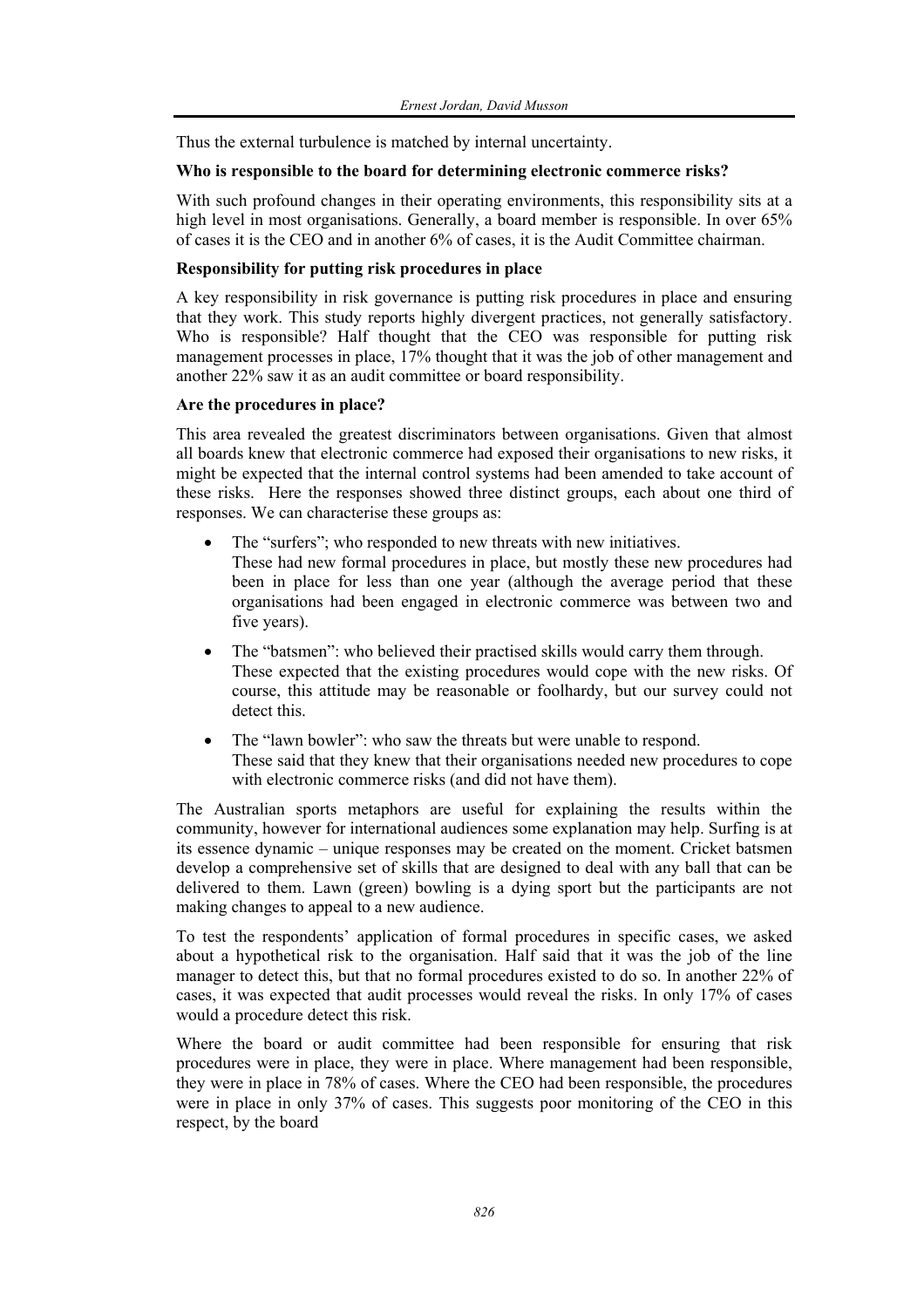Thus the external turbulence is matched by internal uncertainty.

**Who is responsible to the board for determining electronic commerce risks?**

With such profound changes in their operating environments, this responsibility sits at a high level in most organisations. Generally, a board member is responsible. In over 65% of cases it is the CEO and in another 6% of cases, it is the Audit Committee chairman.

**Responsibility for putting risk procedures in place**

A key responsibility in risk governance is putting risk procedures in place and ensuring that they work. This study reports highly divergent practices, not generally satisfactory. Who is responsible? Half thought that the CEO was responsible for putting risk management processes in place, 17% thought that it was the job of other management and another 22% saw it as an audit committee or board responsibility.

**Are the procedures in place?**

This area revealed the greatest discriminators between organisations. Given that almost all boards knew that electronic commerce had exposed their organisations to new risks, it might be expected that the internal control systems had been amended to take account of these risks. Here the responses showed three distinct groups, each about one third of responses. We can characterise these groups as:

- The "surfers"; who responded to new threats with new initiatives.
  These had new formal procedures in place, but mostly these new procedures had been in place for less than one year (although the average period that these organisations had been engaged in electronic commerce was between two and five years).
- The "batsmen": who believed their practised skills would carry them through.
  These expected that the existing procedures would cope with the new risks. Of course, this attitude may be reasonable or foolhardy, but our survey could not detect this.
- The "lawn bowler": who saw the threats but were unable to respond.
  These said that they knew that their organisations needed new procedures to cope with electronic commerce risks (and did not have them).

The Australian sports metaphors are useful for explaining the results within the community, however for international audiences some explanation may help. Surfing is at its essence dynamic – unique responses may be created on the moment. Cricket batsmen develop a comprehensive set of skills that are designed to deal with any ball that can be delivered to them. Lawn (green) bowling is a dying sport but the participants are not making changes to appeal to a new audience.

To test the respondents' application of formal procedures in specific cases, we asked about a hypothetical risk to the organisation. Half said that it was the job of the line manager to detect this, but that no formal procedures existed to do so. In another 22% of cases, it was expected that audit processes would reveal the risks. In only 17% of cases would a procedure detect this risk.

Where the board or audit committee had been responsible for ensuring that risk procedures were in place, they were in place. Where management had been responsible, they were in place in 78% of cases. Where the CEO had been responsible, the procedures were in place in only 37% of cases. This suggests poor monitoring of the CEO in this respect, by the board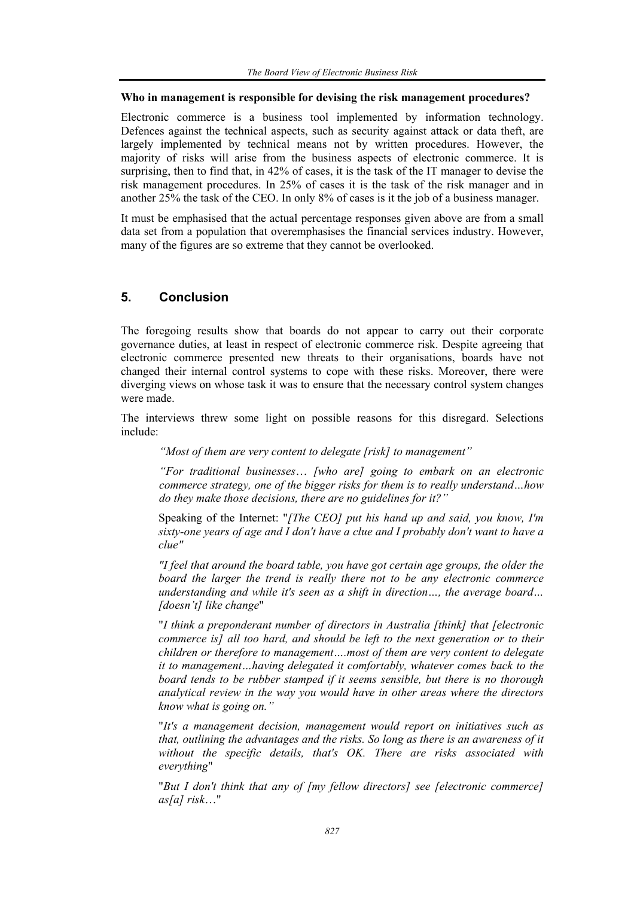**Who in management is responsible for devising the risk management procedures?**

Electronic commerce is a business tool implemented by information technology. Defences against the technical aspects, such as security against attack or data theft, are largely implemented by technical means not by written procedures. However, the majority of risks will arise from the business aspects of electronic commerce. It is surprising, then to find that, in 42% of cases, it is the task of the IT manager to devise the risk management procedures. In 25% of cases it is the task of the risk manager and in another 25% the task of the CEO. In only 8% of cases is it the job of a business manager.

It must be emphasised that the actual percentage responses given above are from a small data set from a population that overemphasises the financial services industry. However, many of the figures are so extreme that they cannot be overlooked.

## 5. Conclusion

The foregoing results show that boards do not appear to carry out their corporate governance duties, at least in respect of electronic commerce risk. Despite agreeing that electronic commerce presented new threats to their organisations, boards have not changed their internal control systems to cope with these risks. Moreover, there were diverging views on whose task it was to ensure that the necessary control system changes were made.

The interviews threw some light on possible reasons for this disregard. Selections include:

> *"Most of them are very content to delegate [risk] to management"*
>
> *"For traditional businesses… [who are] going to embark on an electronic commerce strategy, one of the bigger risks for them is to really understand…how do they make those decisions, there are no guidelines for it?"*
>
> Speaking of the Internet: "*[The CEO] put his hand up and said, you know, I'm sixty-one years of age and I don't have a clue and I probably don't want to have a clue*"
>
> "*I feel that around the board table, you have got certain age groups, the older the board the larger the trend is really there not to be any electronic commerce understanding and while it's seen as a shift in direction…, the average board… [doesn't] like change*"
>
> "*I think a preponderant number of directors in Australia [think] that [electronic commerce is] all too hard, and should be left to the next generation or to their children or therefore to management….most of them are very content to delegate it to management…having delegated it comfortably, whatever comes back to the board tends to be rubber stamped if it seems sensible, but there is no thorough analytical review in the way you would have in other areas where the directors know what is going on.*"
>
> "*It's a management decision, management would report on initiatives such as that, outlining the advantages and the risks. So long as there is an awareness of it without the specific details, that's OK. There are risks associated with everything*"
>
> "*But I don't think that any of [my fellow directors] see [electronic commerce] as[a] risk*…"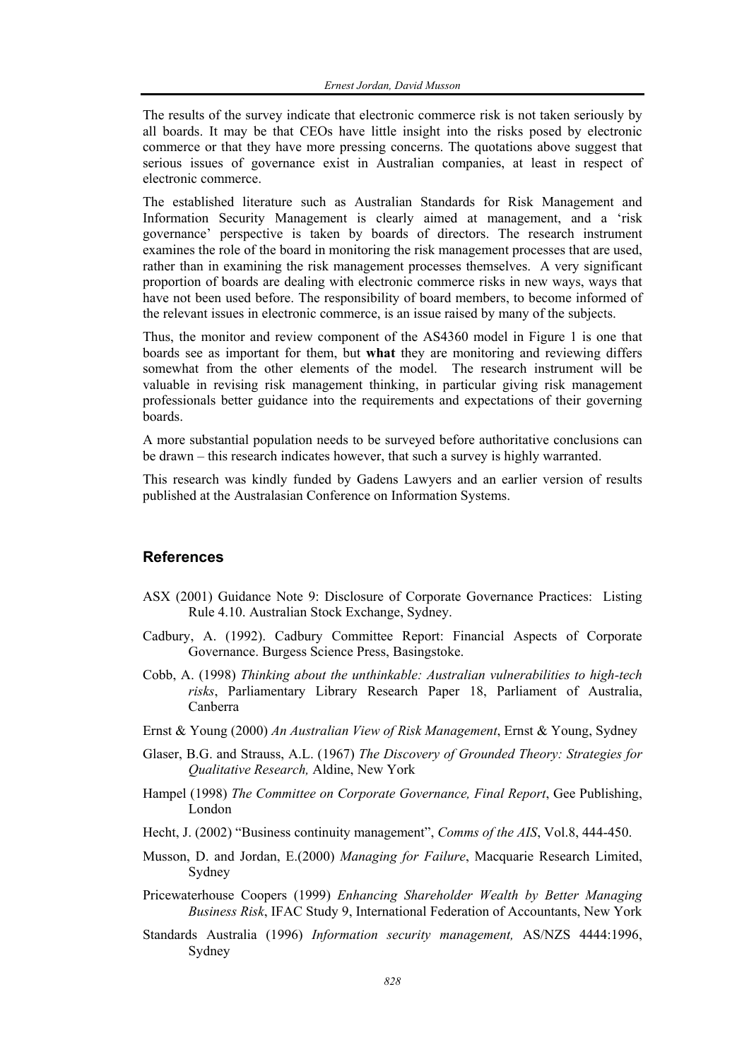The results of the survey indicate that electronic commerce risk is not taken seriously by all boards. It may be that CEOs have little insight into the risks posed by electronic commerce or that they have more pressing concerns. The quotations above suggest that serious issues of governance exist in Australian companies, at least in respect of electronic commerce.

The established literature such as Australian Standards for Risk Management and Information Security Management is clearly aimed at management, and a 'risk governance' perspective is taken by boards of directors. The research instrument examines the role of the board in monitoring the risk management processes that are used, rather than in examining the risk management processes themselves. A very significant proportion of boards are dealing with electronic commerce risks in new ways, ways that have not been used before. The responsibility of board members, to become informed of the relevant issues in electronic commerce, is an issue raised by many of the subjects.

Thus, the monitor and review component of the AS4360 model in Figure 1 is one that boards see as important for them, but **what** they are monitoring and reviewing differs somewhat from the other elements of the model. The research instrument will be valuable in revising risk management thinking, in particular giving risk management professionals better guidance into the requirements and expectations of their governing boards.

A more substantial population needs to be surveyed before authoritative conclusions can be drawn – this research indicates however, that such a survey is highly warranted.

This research was kindly funded by Gadens Lawyers and an earlier version of results published at the Australasian Conference on Information Systems.

## References

ASX (2001) Guidance Note 9: Disclosure of Corporate Governance Practices: Listing Rule 4.10. Australian Stock Exchange, Sydney.

Cadbury, A. (1992). Cadbury Committee Report: Financial Aspects of Corporate Governance. Burgess Science Press, Basingstoke.

Cobb, A. (1998) *Thinking about the unthinkable: Australian vulnerabilities to high-tech risks*, Parliamentary Library Research Paper 18, Parliament of Australia, Canberra

Ernst & Young (2000) *An Australian View of Risk Management*, Ernst & Young, Sydney

Glaser, B.G. and Strauss, A.L. (1967) *The Discovery of Grounded Theory: Strategies for Qualitative Research,* Aldine, New York

Hampel (1998) *The Committee on Corporate Governance, Final Report*, Gee Publishing, London

Hecht, J. (2002) "Business continuity management", *Comms of the AIS*, Vol.8, 444-450.

Musson, D. and Jordan, E.(2000) *Managing for Failure*, Macquarie Research Limited, Sydney

Pricewaterhouse Coopers (1999) *Enhancing Shareholder Wealth by Better Managing Business Risk*, IFAC Study 9, International Federation of Accountants, New York

Standards Australia (1996) *Information security management,* AS/NZS 4444:1996, Sydney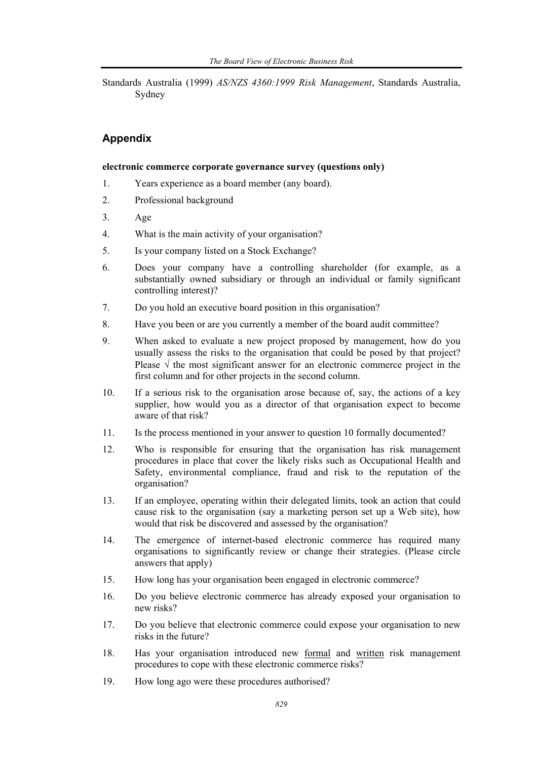Standards Australia (1999) *AS/NZS 4360:1999 Risk Management*, Standards Australia, Sydney

## Appendix

**electronic commerce corporate governance survey (questions only)**

1. Years experience as a board member (any board).
2. Professional background
3. Age
4. What is the main activity of your organisation?
5. Is your company listed on a Stock Exchange?
6. Does your company have a controlling shareholder (for example, as a substantially owned subsidiary or through an individual or family significant controlling interest)?
7. Do you hold an executive board position in this organisation?
8. Have you been or are you currently a member of the board audit committee?
9. When asked to evaluate a new project proposed by management, how do you usually assess the risks to the organisation that could be posed by that project? Please √ the most significant answer for an electronic commerce project in the first column and for other projects in the second column.
10. If a serious risk to the organisation arose because of, say, the actions of a key supplier, how would you as a director of that organisation expect to become aware of that risk?
11. Is the process mentioned in your answer to question 10 formally documented?
12. Who is responsible for ensuring that the organisation has risk management procedures in place that cover the likely risks such as Occupational Health and Safety, environmental compliance, fraud and risk to the reputation of the organisation?
13. If an employee, operating within their delegated limits, took an action that could cause risk to the organisation (say a marketing person set up a Web site), how would that risk be discovered and assessed by the organisation?
14. The emergence of internet-based electronic commerce has required many organisations to significantly review or change their strategies. (Please circle answers that apply)
15. How long has your organisation been engaged in electronic commerce?
16. Do you believe electronic commerce has already exposed your organisation to new risks?
17. Do you believe that electronic commerce could expose your organisation to new risks in the future?
18. Has your organisation introduced new <u>formal</u> and <u>written</u> risk management procedures to cope with these electronic commerce risks?
19. How long ago were these procedures authorised?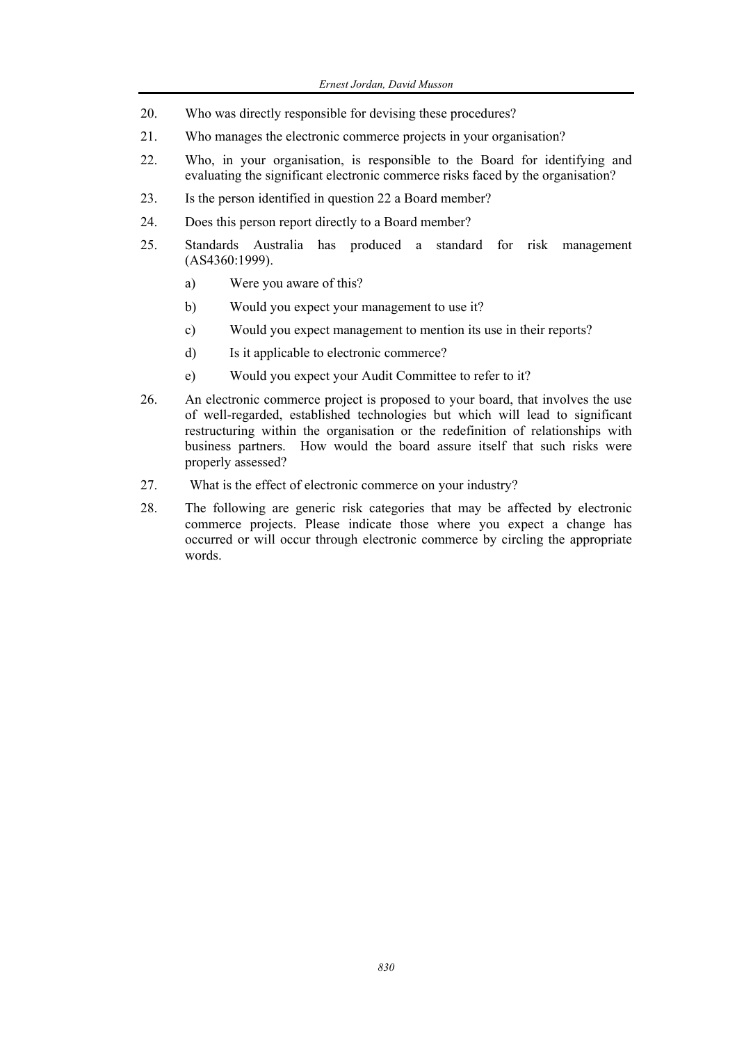20. Who was directly responsible for devising these procedures?

21. Who manages the electronic commerce projects in your organisation?

22. Who, in your organisation, is responsible to the Board for identifying and evaluating the significant electronic commerce risks faced by the organisation?

23. Is the person identified in question 22 a Board member?

24. Does this person report directly to a Board member?

25. Standards Australia has produced a standard for risk management (AS4360:1999).

    a) Were you aware of this?

    b) Would you expect your management to use it?

    c) Would you expect management to mention its use in their reports?

    d) Is it applicable to electronic commerce?

    e) Would you expect your Audit Committee to refer to it?

26. An electronic commerce project is proposed to your board, that involves the use of well-regarded, established technologies but which will lead to significant restructuring within the organisation or the redefinition of relationships with business partners. How would the board assure itself that such risks were properly assessed?

27. What is the effect of electronic commerce on your industry?

28. The following are generic risk categories that may be affected by electronic commerce projects. Please indicate those where you expect a change has occurred or will occur through electronic commerce by circling the appropriate words.